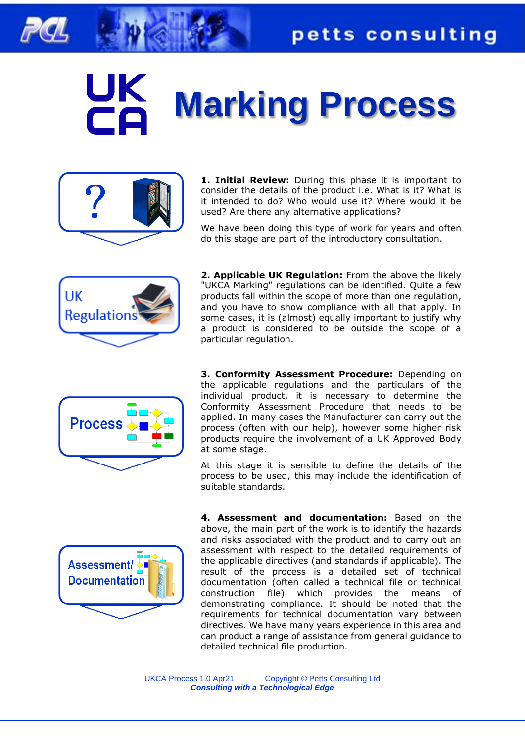# UKCA Marking Process

**1. Initial Review:** During this phase it is important to consider the details of the product i.e. What is it? What is it intended to do? Who would use it? Where would it be used? Are there any alternative applications?

We have been doing this type of work for years and often do this stage are part of the introductory consultation.

**2. Applicable UK Regulation:** From the above the likely "UKCA Marking" regulations can be identified. Quite a few products fall within the scope of more than one regulation, and you have to show compliance with all that apply. In some cases, it is (almost) equally important to justify why a product is considered to be outside the scope of a particular regulation.

**3. Conformity Assessment Procedure:** Depending on the applicable regulations and the particulars of the individual product, it is necessary to determine the Conformity Assessment Procedure that needs to be applied. In many cases the Manufacturer can carry out the process (often with our help), however some higher risk products require the involvement of a UK Approved Body at some stage.

At this stage it is sensible to define the details of the process to be used, this may include the identification of suitable standards.

**4. Assessment and documentation:** Based on the above, the main part of the work is to identify the hazards and risks associated with the product and to carry out an assessment with respect to the detailed requirements of the applicable directives (and standards if applicable). The result of the process is a detailed set of technical documentation (often called a technical file or technical construction file) which provides the means of demonstrating compliance. It should be noted that the requirements for technical documentation vary between directives. We have many years experience in this area and can product a range of assistance from general guidance to detailed technical file production.

UKCA Process 1.0 Apr21 Copyright © Petts Consulting Ltd
*Consulting with a Technological Edge*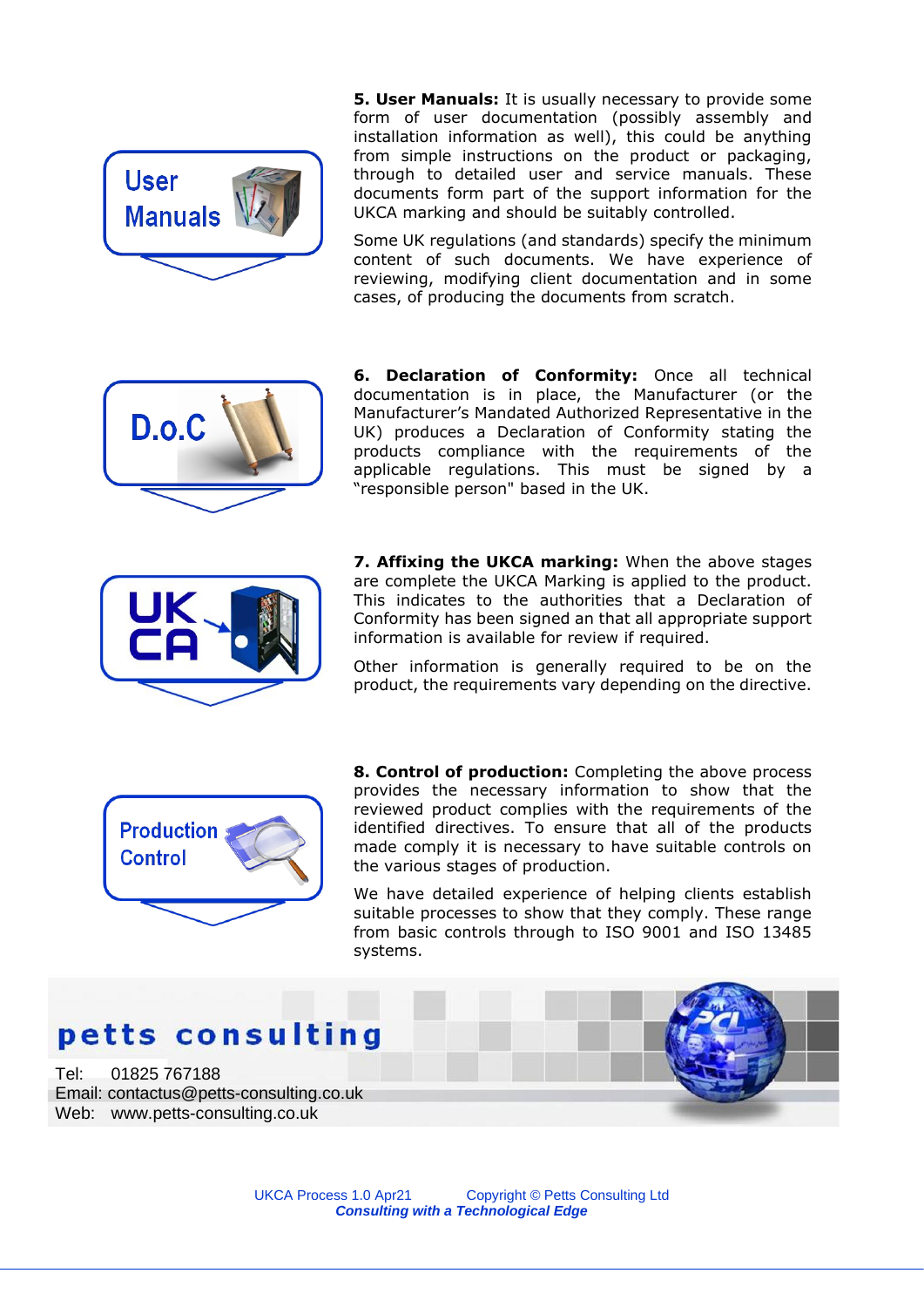User Manuals

**5. User Manuals:** It is usually necessary to provide some form of user documentation (possibly assembly and installation information as well), this could be anything from simple instructions on the product or packaging, through to detailed user and service manuals. These documents form part of the support information for the UKCA marking and should be suitably controlled.

Some UK regulations (and standards) specify the minimum content of such documents. We have experience of reviewing, modifying client documentation and in some cases, of producing the documents from scratch.

D.o.C

**6. Declaration of Conformity:** Once all technical documentation is in place, the Manufacturer (or the Manufacturer's Mandated Authorized Representative in the UK) produces a Declaration of Conformity stating the products compliance with the requirements of the applicable regulations. This must be signed by a "responsible person" based in the UK.

UK CA

**7. Affixing the UKCA marking:** When the above stages are complete the UKCA Marking is applied to the product. This indicates to the authorities that a Declaration of Conformity has been signed an that all appropriate support information is available for review if required.

Other information is generally required to be on the product, the requirements vary depending on the directive.

Production Control

**8. Control of production:** Completing the above process provides the necessary information to show that the reviewed product complies with the requirements of the identified directives. To ensure that all of the products made comply it is necessary to have suitable controls on the various stages of production.

We have detailed experience of helping clients establish suitable processes to show that they comply. These range from basic controls through to ISO 9001 and ISO 13485 systems.

**petts consulting**

Tel: 01825 767188
Email: contactus@petts-consulting.co.uk
Web: www.petts-consulting.co.uk

UKCA Process 1.0 Apr21 Copyright © Petts Consulting Ltd
*Consulting with a Technological Edge*